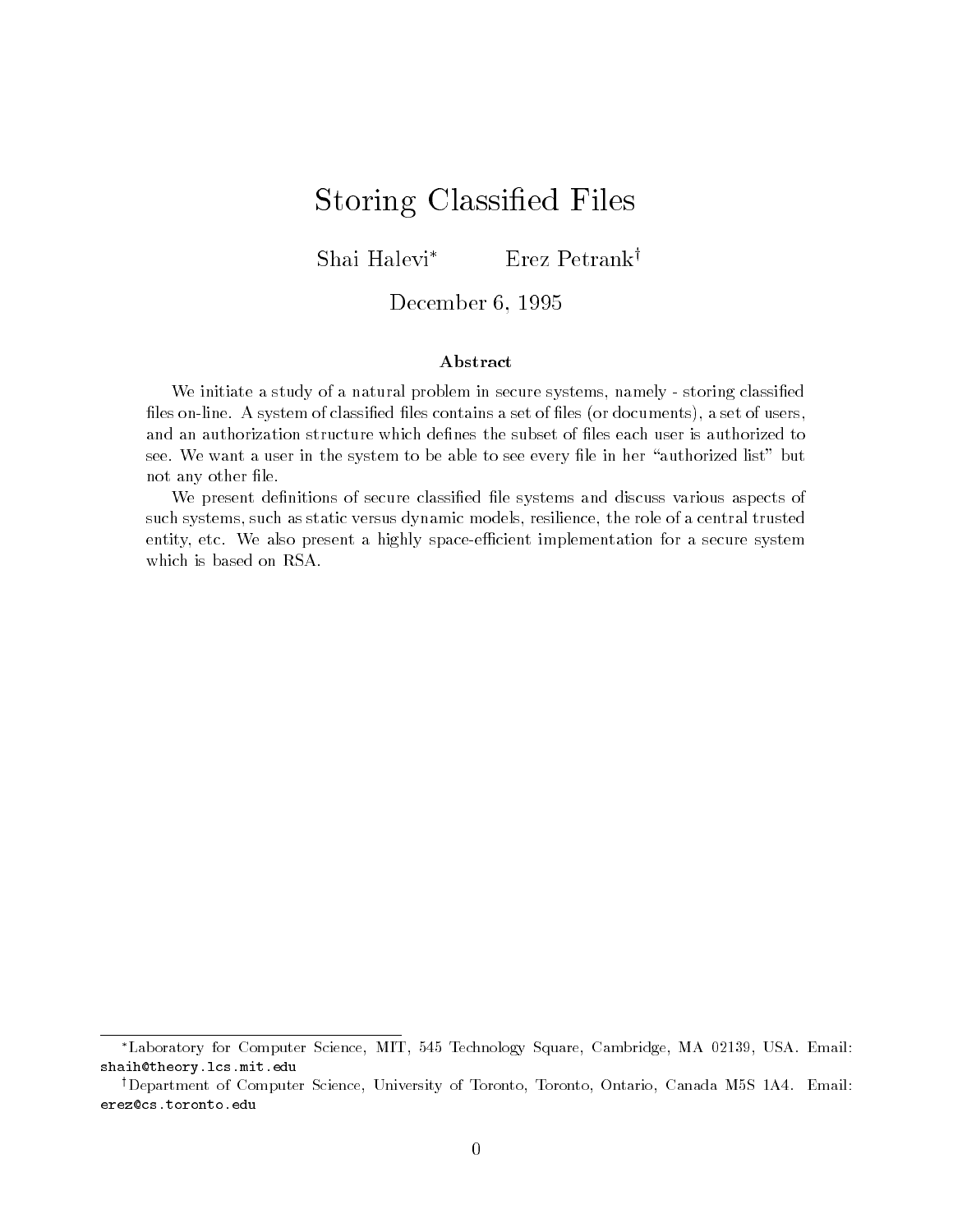# Storing Classified Files

Shai Halevi* Erez Petrank†

December 6, 1995

### Abstract

We initiate a study of a natural problem in secure systems, namely - storing classified files on-line. A system of classified files contains a set of files (or documents), a set of users, and an authorization structure which defines the subset of files each user is authorized to see. We want a user in the system to be able to see every file in her "authorized list" but not any other file.

We present definitions of secure classified file systems and discuss various aspects of such systems, such as static versus dynamic models, resilience, the role of a central trusted entity, etc. We also present a highly space-efficient implementation for a secure system which is based on RSA.

---

*Laboratory for Computer Science, MIT, 545 Technology Square, Cambridge, MA 02139, USA. Email: `shaih@theory.lcs.mit.edu`

†Department of Computer Science, University of Toronto, Toronto, Ontario, Canada M5S 1A4. Email: `erez@cs.toronto.edu`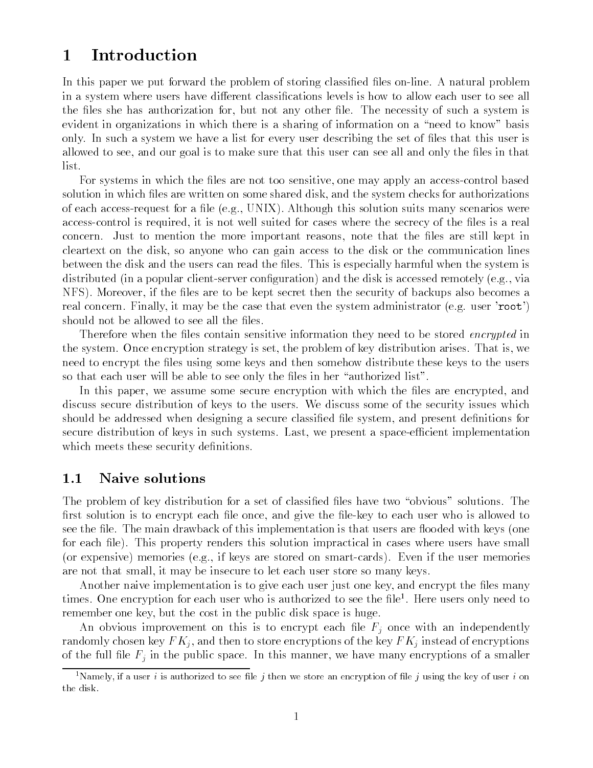// Reproducing text exactly including typos like "scenarios were" and "have two"

# 1 Introduction

In this paper we put forward the problem of storing classified files on-line. A natural problem in a system where users have different classifications levels is how to allow each user to see all the files she has authorization for, but not any other file. The necessity of such a system is evident in organizations in which there is a sharing of information on a "need to know" basis only. In such a system we have a list for every user describing the set of files that this user is allowed to see, and our goal is to make sure that this user can see all and only the files in that list.

For systems in which the files are not too sensitive, one may apply an access-control based solution in which files are written on some shared disk, and the system checks for authorizations of each access-request for a file (e.g., UNIX). Although this solution suits many scenarios were access-control is required, it is not well suited for cases where the secrecy of the files is a real concern. Just to mention the more important reasons, note that the files are still kept in cleartext on the disk, so anyone who can gain access to the disk or the communication lines between the disk and the users can read the files. This is especially harmful when the system is distributed (in a popular client-server configuration) and the disk is accessed remotely (e.g., via NFS). Moreover, if the files are to be kept secret then the security of backups also becomes a real concern. Finally, it may be the case that even the system administrator (e.g. user '`root`') should not be allowed to see all the files.

Therefore when the files contain sensitive information they need to be stored *encrypted* in the system. Once encryption strategy is set, the problem of key distribution arises. That is, we need to encrypt the files using some keys and then somehow distribute these keys to the users so that each user will be able to see only the files in her "authorized list".

In this paper, we assume some secure encryption with which the files are encrypted, and discuss secure distribution of keys to the users. We discuss some of the security issues which should be addressed when designing a secure classified file system, and present definitions for secure distribution of keys in such systems. Last, we present a space-efficient implementation which meets these security definitions.

## 1.1 Naive solutions

The problem of key distribution for a set of classified files have two "obvious" solutions. The first solution is to encrypt each file once, and give the file-key to each user who is allowed to see the file. The main drawback of this implementation is that users are flooded with keys (one for each file). This property renders this solution impractical in cases where users have small (or expensive) memories (e.g., if keys are stored on smart-cards). Even if the user memories are not that small, it may be insecure to let each user store so many keys.

Another naive implementation is to give each user just one key, and encrypt the files many times. One encryption for each user who is authorized to see the file[1]. Here users only need to remember one key, but the cost in the public disk space is huge.

An obvious improvement on this is to encrypt each file $F_j$ once with an independently randomly chosen key $FK_j$, and then to store encryptions of the key $FK_j$ instead of encryptions of the full file $F_j$ in the public space. In this manner, we have many encryptions of a smaller

[1]Namely, if a user $i$ is authorized to see file $j$ then we store an encryption of file $j$ using the key of user $i$ on the disk.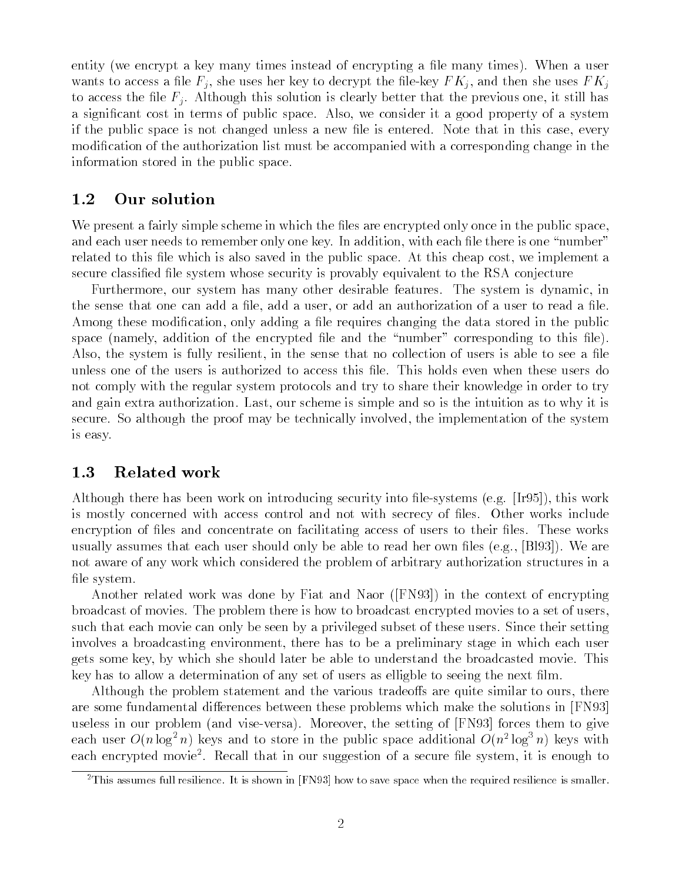entity (we encrypt a key many times instead of encrypting a file many times). When a user wants to access a file $F_j$, she uses her key to decrypt the file-key $FK_j$, and then she uses $FK_j$ to access the file $F_j$. Although this solution is clearly better that the previous one, it still has a significant cost in terms of public space. Also, we consider it a good property of a system if the public space is not changed unless a new file is entered. Note that in this case, every modification of the authorization list must be accompanied with a corresponding change in the information stored in the public space.

## 1.2 Our solution

We present a fairly simple scheme in which the files are encrypted only once in the public space, and each user needs to remember only one key. In addition, with each file there is one "number" related to this file which is also saved in the public space. At this cheap cost, we implement a secure classified file system whose security is provably equivalent to the RSA conjecture

Furthermore, our system has many other desirable features. The system is dynamic, in the sense that one can add a file, add a user, or add an authorization of a user to read a file. Among these modification, only adding a file requires changing the data stored in the public space (namely, addition of the encrypted file and the "number" corresponding to this file). Also, the system is fully resilient, in the sense that no collection of users is able to see a file unless one of the users is authorized to access this file. This holds even when these users do not comply with the regular system protocols and try to share their knowledge in order to try and gain extra authorization. Last, our scheme is simple and so is the intuition as to why it is secure. So although the proof may be technically involved, the implementation of the system is easy.

## 1.3 Related work

Although there has been work on introducing security into file-systems (e.g. [Ir95]), this work is mostly concerned with access control and not with secrecy of files. Other works include encryption of files and concentrate on facilitating access of users to their files. These works usually assumes that each user should only be able to read her own files (e.g., [Bl93]). We are not aware of any work which considered the problem of arbitrary authorization structures in a file system.

Another related work was done by Fiat and Naor ([FN93]) in the context of encrypting broadcast of movies. The problem there is how to broadcast encrypted movies to a set of users, such that each movie can only be seen by a privileged subset of these users. Since their setting involves a broadcasting environment, there has to be a preliminary stage in which each user gets some key, by which she should later be able to understand the broadcasted movie. This key has to allow a determination of any set of users as elligble to seeing the next film.

Although the problem statement and the various tradeoffs are quite similar to ours, there are some fundamental differences between these problems which make the solutions in [FN93] useless in our problem (and vise-versa). Moreover, the setting of [FN93] forces them to give each user $O(n \log^2 n)$ keys and to store in the public space additional $O(n^2 \log^3 n)$ keys with each encrypted movie[2]. Recall that in our suggestion of a secure file system, it is enough to

[2]This assumes full resilience. It is shown in [FN93] how to save space when the required resilience is smaller.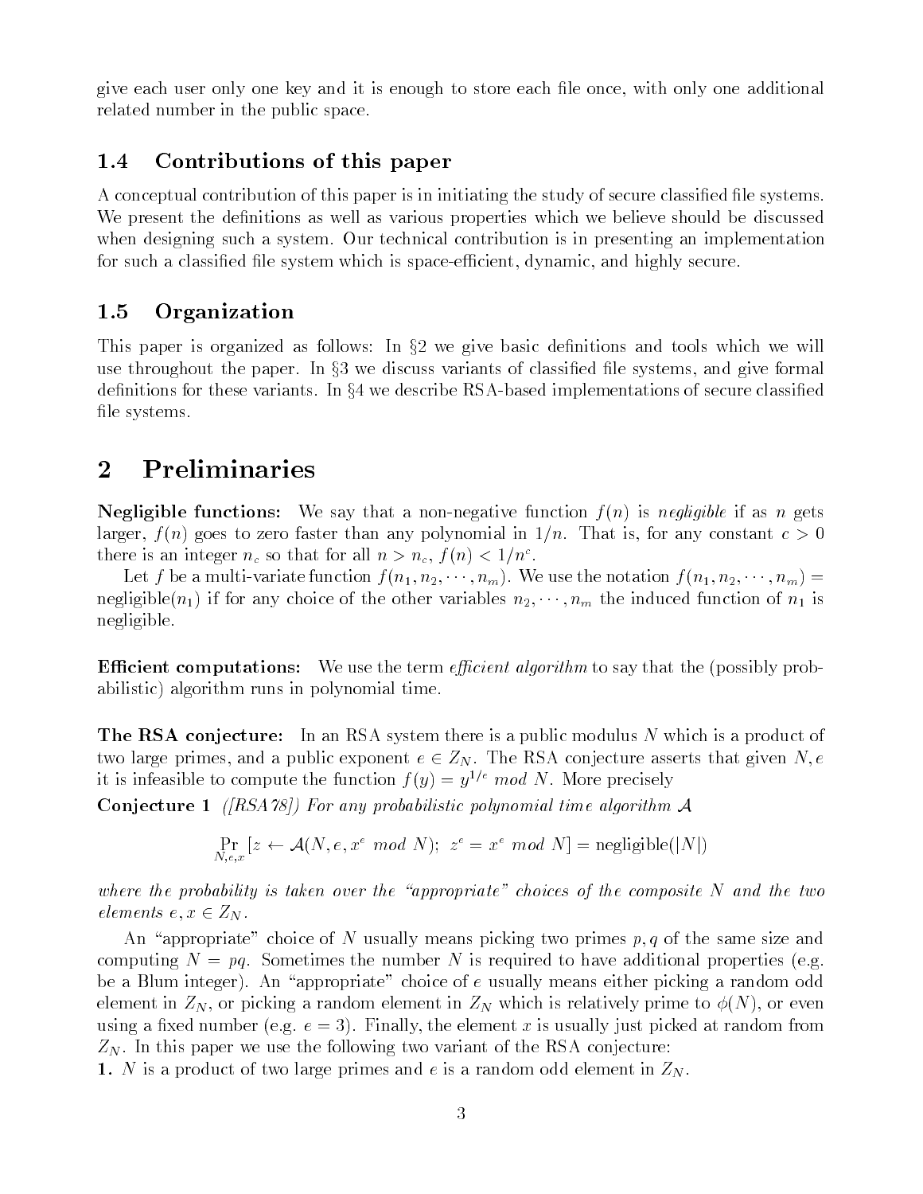give each user only one key and it is enough to store each file once, with only one additional related number in the public space.

### 1.4 Contributions of this paper

A conceptual contribution of this paper is in initiating the study of secure classified file systems. We present the definitions as well as various properties which we believe should be discussed when designing such a system. Our technical contribution is in presenting an implementation for such a classified file system which is space-efficient, dynamic, and highly secure.

### 1.5 Organization

This paper is organized as follows: In §2 we give basic definitions and tools which we will use throughout the paper. In §3 we discuss variants of classified file systems, and give formal definitions for these variants. In §4 we describe RSA-based implementations of secure classified file systems.

## 2 Preliminaries

**Negligible functions:** We say that a non-negative function $f(n)$ is *negligible* if as $n$ gets larger, $f(n)$ goes to zero faster than any polynomial in $1/n$. That is, for any constant $c > 0$ there is an integer $n_c$ so that for all $n > n_c$, $f(n) < 1/n^c$.

Let $f$ be a multi-variate function $f(n_1, n_2, \cdots, n_m)$. We use the notation $f(n_1, n_2, \cdots, n_m) = \text{negligible}(n_1)$ if for any choice of the other variables $n_2, \cdots, n_m$ the induced function of $n_1$ is negligible.

**Efficient computations:** We use the term *efficient algorithm* to say that the (possibly probabilistic) algorithm runs in polynomial time.

**The RSA conjecture:** In an RSA system there is a public modulus $N$ which is a product of two large primes, and a public exponent $e \in Z_N$. The RSA conjecture asserts that given $N, e$ it is infeasible to compute the function $f(y) = y^{1/e} \ mod \ N$. More precisely

**Conjecture 1** *([RSA78]) For any probabilistic polynomial time algorithm $\mathcal{A}$*

$$\Pr_{N,e,x}[z \leftarrow \mathcal{A}(N, e, x^e \ mod \ N); \ z^e = x^e \ mod \ N] = \text{negligible}(|N|)$$

*where the probability is taken over the "appropriate" choices of the composite $N$ and the two elements $e, x \in Z_N$.*

An "appropriate" choice of $N$ usually means picking two primes $p, q$ of the same size and computing $N = pq$. Sometimes the number $N$ is required to have additional properties (e.g. be a Blum integer). An "appropriate" choice of $e$ usually means either picking a random odd element in $Z_N$, or picking a random element in $Z_N$ which is relatively prime to $\phi(N)$, or even using a fixed number (e.g. $e = 3$). Finally, the element $x$ is usually just picked at random from $Z_N$. In this paper we use the following two variant of the RSA conjecture:

**1.** $N$ is a product of two large primes and $e$ is a random odd element in $Z_N$.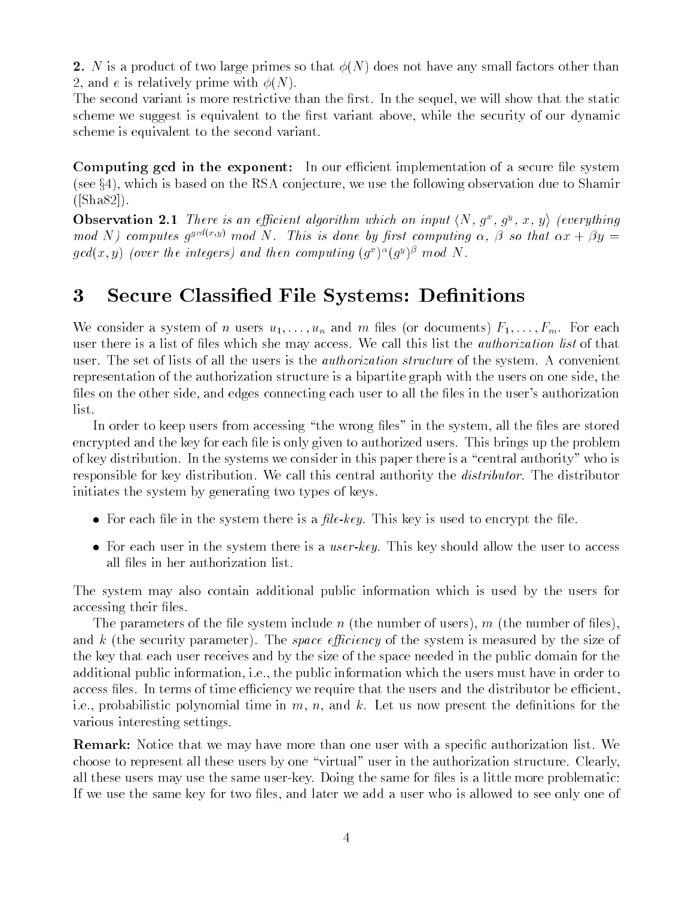**2.** $N$ is a product of two large primes so that $\phi(N)$ does not have any small factors other than 2, and $e$ is relatively prime with $\phi(N)$.

The second variant is more restrictive than the first. In the sequel, we will show that the static scheme we suggest is equivalent to the first variant above, while the security of our dynamic scheme is equivalent to the second variant.

**Computing gcd in the exponent:** In our efficient implementation of a secure file system (see §4), which is based on the RSA conjecture, we use the following observation due to Shamir ([Sha82]).

**Observation 2.1** *There is an efficient algorithm which on input $\langle N, g^x, g^y, x, y\rangle$ (everything mod $N$) computes $g^{gcd(x,y)}$ mod $N$. This is done by first computing $\alpha$, $\beta$ so that $\alpha x + \beta y = gcd(x, y)$ (over the integers) and then computing $(g^x)^\alpha (g^y)^\beta$ mod $N$.*

# 3 Secure Classified File Systems: Definitions

We consider a system of $n$ users $u_1, \ldots, u_n$ and $m$ files (or documents) $F_1, \ldots, F_m$. For each user there is a list of files which she may access. We call this list the *authorization list* of that user. The set of lists of all the users is the *authorization structure* of the system. A convenient representation of the authorization structure is a bipartite graph with the users on one side, the files on the other side, and edges connecting each user to all the files in the user's authorization list.

In order to keep users from accessing "the wrong files" in the system, all the files are stored encrypted and the key for each file is only given to authorized users. This brings up the problem of key distribution. In the systems we consider in this paper there is a "central authority" who is responsible for key distribution. We call this central authority the *distributor*. The distributor initiates the system by generating two types of keys.

- For each file in the system there is a *file-key*. This key is used to encrypt the file.
- For each user in the system there is a *user-key*. This key should allow the user to access all files in her authorization list.

The system may also contain additional public information which is used by the users for accessing their files.

The parameters of the file system include $n$ (the number of users), $m$ (the number of files), and $k$ (the security parameter). The *space efficiency* of the system is measured by the size of the key that each user receives and by the size of the space needed in the public domain for the additional public information, i.e., the public information which the users must have in order to access files. In terms of time efficiency we require that the users and the distributor be efficient, i.e., probabilistic polynomial time in $m$, $n$, and $k$. Let us now present the definitions for the various interesting settings.

**Remark:** Notice that we may have more than one user with a specific authorization list. We choose to represent all these users by one "virtual" user in the authorization structure. Clearly, all these users may use the same user-key. Doing the same for files is a little more problematic: If we use the same key for two files, and later we add a user who is allowed to see only one of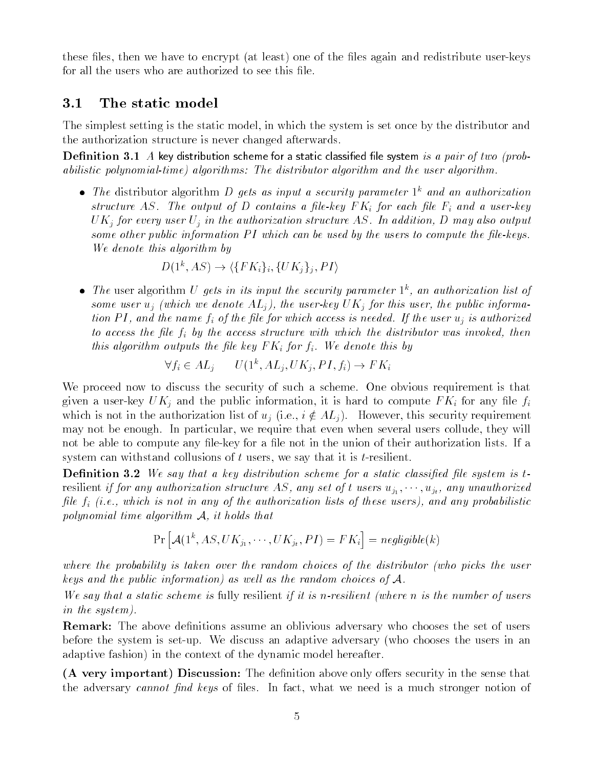these files, then we have to encrypt (at least) one of the files again and redistribute user-keys for all the users who are authorized to see this file.

### 3.1 The static model

The simplest setting is the static model, in which the system is set once by the distributor and the authorization structure is never changed afterwards.

**Definition 3.1** *A* key distribution scheme for a static classified file system *is a pair of two (probabilistic polynomial-time) algorithms: The distributor algorithm and the user algorithm.*

- *The* distributor algorithm *$D$ gets as input a security parameter $1^k$ and an authorization structure $AS$. The output of $D$ contains a file-key $FK_i$ for each file $F_i$ and a user-key $UK_j$ for every user $U_j$ in the authorization structure $AS$. In addition, $D$ may also output some other public information $PI$ which can be used by the users to compute the file-keys. We denote this algorithm by*

$$D(1^k, AS) \rightarrow \langle \{FK_i\}_i, \{UK_j\}_j, PI \rangle$$

- *The* user algorithm *$U$ gets in its input the security parameter $1^k$, an authorization list of some user $u_j$ (which we denote $AL_j$), the user-key $UK_j$ for this user, the public information $PI$, and the name $f_i$ of the file for which access is needed. If the user $u_j$ is authorized to access the file $f_i$ by the access structure with which the distributor was invoked, then this algorithm outputs the file key $FK_i$ for $f_i$. We denote this by*

$$\forall f_i \in AL_j \qquad U(1^k, AL_j, UK_j, PI, f_i) \rightarrow FK_i$$

We proceed now to discuss the security of such a scheme. One obvious requirement is that given a user-key $UK_j$ and the public information, it is hard to compute $FK_i$ for any file $f_i$ which is not in the authorization list of $u_j$ (i.e., $i \notin AL_j$). However, this security requirement may not be enough. In particular, we require that even when several users collude, they will not be able to compute any file-key for a file not in the union of their authorization lists. If a system can withstand collusions of $t$ users, we say that it is $t$-resilient.

**Definition 3.2** *We say that a key distribution scheme for a static classified file system is* $t$-resilient *if for any authorization structure $AS$, any set of $t$ users $u_{j_1}, \cdots, u_{j_t}$, any unauthorized file $f_i$ (i.e., which is not in any of the authorization lists of these users), and any probabilistic polynomial time algorithm $\mathcal{A}$, it holds that*

$$\Pr\left[\mathcal{A}(1^k, AS, UK_{j_1}, \cdots, UK_{j_t}, PI) = FK_i\right] = negligible(k)$$

*where the probability is taken over the random choices of the distributor (who picks the user keys and the public information) as well as the random choices of $\mathcal{A}$.*

*We say that a static scheme is* fully resilient *if it is $n$-resilient (where $n$ is the number of users in the system).*

**Remark:** The above definitions assume an oblivious adversary who chooses the set of users before the system is set-up. We discuss an adaptive adversary (who chooses the users in an adaptive fashion) in the context of the dynamic model hereafter.

**(A very important) Discussion:** The definition above only offers security in the sense that the adversary *cannot find keys* of files. In fact, what we need is a much stronger notion of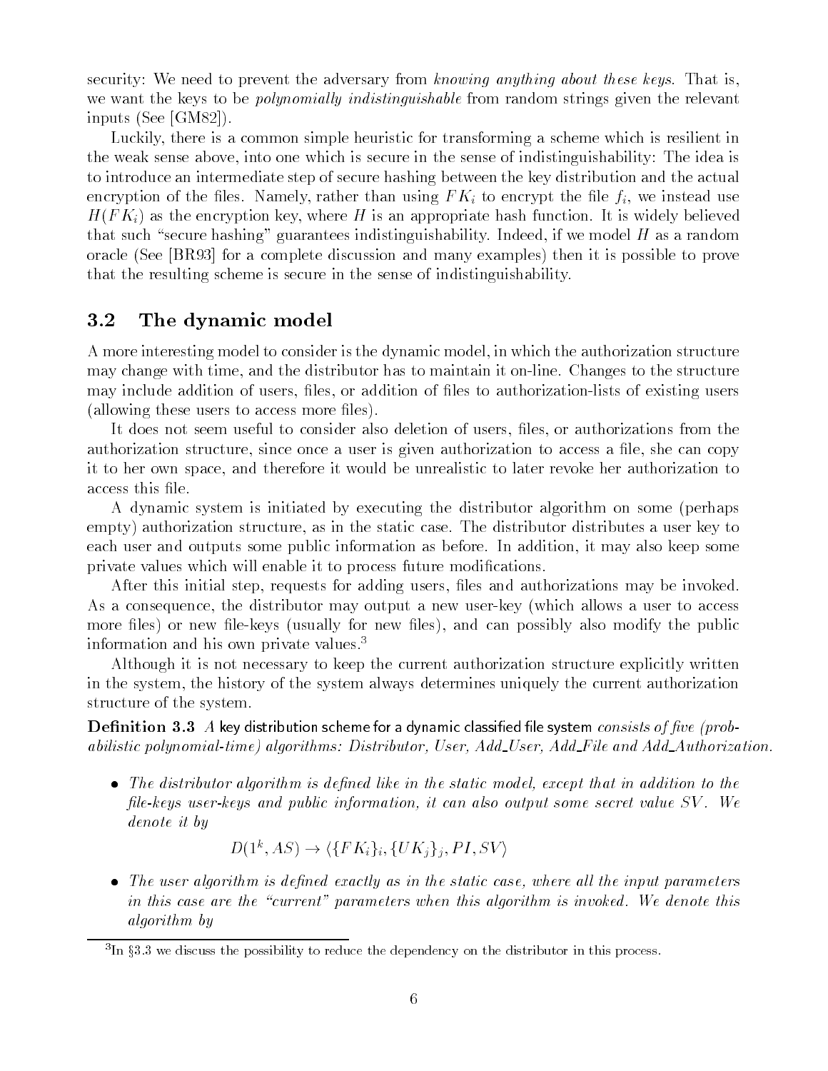security: We need to prevent the adversary from *knowing anything about these keys*. That is, we want the keys to be *polynomially indistinguishable* from random strings given the relevant inputs (See [GM82]).

Luckily, there is a common simple heuristic for transforming a scheme which is resilient in the weak sense above, into one which is secure in the sense of indistinguishability: The idea is to introduce an intermediate step of secure hashing between the key distribution and the actual encryption of the files. Namely, rather than using $FK_i$ to encrypt the file $f_i$, we instead use $H(FK_i)$ as the encryption key, where $H$ is an appropriate hash function. It is widely believed that such "secure hashing" guarantees indistinguishability. Indeed, if we model $H$ as a random oracle (See [BR93] for a complete discussion and many examples) then it is possible to prove that the resulting scheme is secure in the sense of indistinguishability.

## 3.2 The dynamic model

A more interesting model to consider is the dynamic model, in which the authorization structure may change with time, and the distributor has to maintain it on-line. Changes to the structure may include addition of users, files, or addition of files to authorization-lists of existing users (allowing these users to access more files).

It does not seem useful to consider also deletion of users, files, or authorizations from the authorization structure, since once a user is given authorization to access a file, she can copy it to her own space, and therefore it would be unrealistic to later revoke her authorization to access this file.

A dynamic system is initiated by executing the distributor algorithm on some (perhaps empty) authorization structure, as in the static case. The distributor distributes a user key to each user and outputs some public information as before. In addition, it may also keep some private values which will enable it to process future modifications.

After this initial step, requests for adding users, files and authorizations may be invoked. As a consequence, the distributor may output a new user-key (which allows a user to access more files) or new file-keys (usually for new files), and can possibly also modify the public information and his own private values.[3]

Although it is not necessary to keep the current authorization structure explicitly written in the system, the history of the system always determines uniquely the current authorization structure of the system.

**Definition 3.3** *A* key distribution scheme for a dynamic classified file system *consists of five (probabilistic polynomial-time) algorithms: Distributor, User, Add_User, Add_File and Add_Authorization.*

- *The distributor algorithm is defined like in the static model, except that in addition to the file-keys user-keys and public information, it can also output some secret value $SV$. We denote it by*

$$D(1^k, AS) \rightarrow \langle \{FK_i\}_i, \{UK_j\}_j, PI, SV \rangle$$

- *The user algorithm is defined exactly as in the static case, where all the input parameters in this case are the "current" parameters when this algorithm is invoked. We denote this algorithm by*

[3] In §3.3 we discuss the possibility to reduce the dependency on the distributor in this process.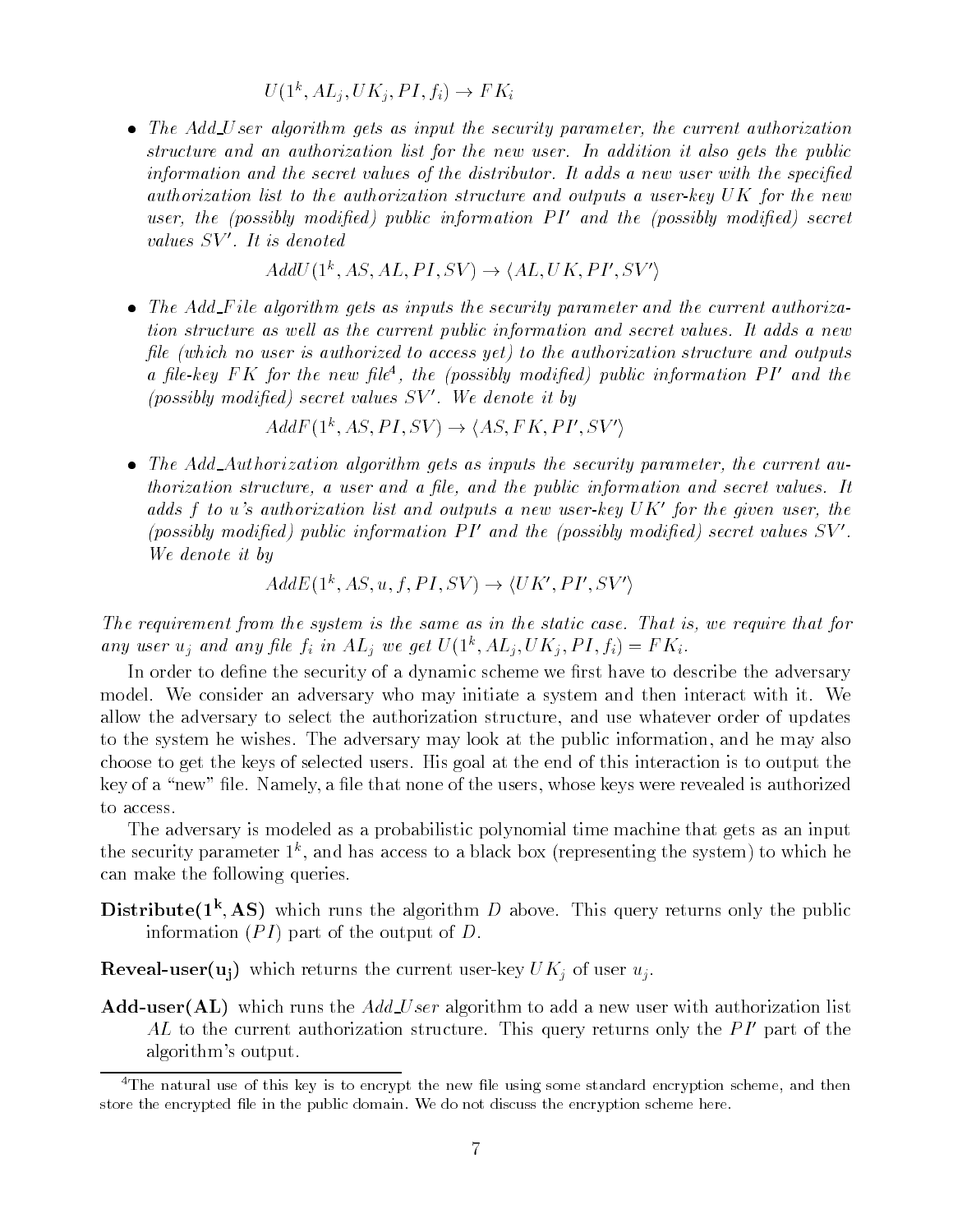$$U(1^k, AL_j, UK_j, PI, f_i) \rightarrow FK_i$$

- *The Add_User algorithm gets as input the security parameter, the current authorization structure and an authorization list for the new user. In addition it also gets the public information and the secret values of the distributor. It adds a new user with the specified authorization list to the authorization structure and outputs a user-key UK for the new user, the (possibly modified) public information PI′ and the (possibly modified) secret values SV′. It is denoted*

$$AddU(1^k, AS, AL, PI, SV) \rightarrow \langle AL, UK, PI', SV' \rangle$$

- *The Add_File algorithm gets as inputs the security parameter and the current authorization structure as well as the current public information and secret values. It adds a new file (which no user is authorized to access yet) to the authorization structure and outputs a file-key FK for the new file*[4]*, the (possibly modified) public information PI′ and the (possibly modified) secret values SV′. We denote it by*

$$AddF(1^k, AS, PI, SV) \rightarrow \langle AS, FK, PI', SV' \rangle$$

- *The Add_Authorization algorithm gets as inputs the security parameter, the current authorization structure, a user and a file, and the public information and secret values. It adds f to u's authorization list and outputs a new user-key UK′ for the given user, the (possibly modified) public information PI′ and the (possibly modified) secret values SV′. We denote it by*

$$AddE(1^k, AS, u, f, PI, SV) \rightarrow \langle UK', PI', SV' \rangle$$

*The requirement from the system is the same as in the static case. That is, we require that for any user $u_j$ and any file $f_i$ in $AL_j$ we get $U(1^k, AL_j, UK_j, PI, f_i) = FK_i$.*

In order to define the security of a dynamic scheme we first have to describe the adversary model. We consider an adversary who may initiate a system and then interact with it. We allow the adversary to select the authorization structure, and use whatever order of updates to the system he wishes. The adversary may look at the public information, and he may also choose to get the keys of selected users. His goal at the end of this interaction is to output the key of a "new" file. Namely, a file that none of the users, whose keys were revealed is authorized to access.

The adversary is modeled as a probabilistic polynomial time machine that gets as an input the security parameter $1^k$, and has access to a black box (representing the system) to which he can make the following queries.

**Distribute($1^k$, AS)** which runs the algorithm $D$ above. This query returns only the public information ($PI$) part of the output of $D$.

**Reveal-user($u_j$)** which returns the current user-key $UK_j$ of user $u_j$.

**Add-user(AL)** which runs the *Add_User* algorithm to add a new user with authorization list $AL$ to the current authorization structure. This query returns only the $PI'$ part of the algorithm's output.

[4] The natural use of this key is to encrypt the new file using some standard encryption scheme, and then store the encrypted file in the public domain. We do not discuss the encryption scheme here.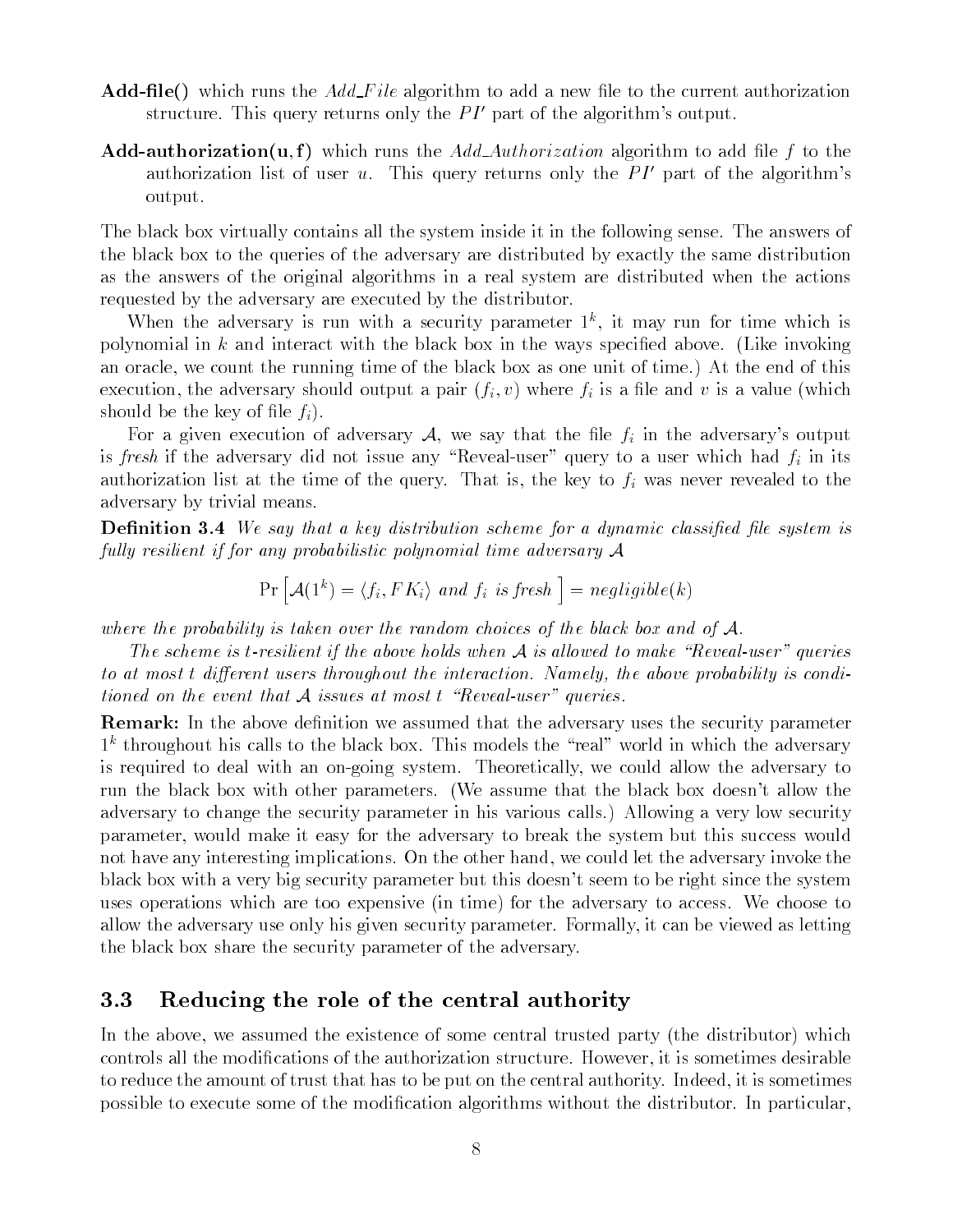**Add-file()** which runs the *Add_File* algorithm to add a new file to the current authorization structure. This query returns only the $PI'$ part of the algorithm's output.

**Add-authorization(u, f)** which runs the *Add_Authorization* algorithm to add file $f$ to the authorization list of user $u$. This query returns only the $PI'$ part of the algorithm's output.

The black box virtually contains all the system inside it in the following sense. The answers of the black box to the queries of the adversary are distributed by exactly the same distribution as the answers of the original algorithms in a real system are distributed when the actions requested by the adversary are executed by the distributor.

When the adversary is run with a security parameter $1^k$, it may run for time which is polynomial in $k$ and interact with the black box in the ways specified above. (Like invoking an oracle, we count the running time of the black box as one unit of time.) At the end of this execution, the adversary should output a pair $(f_i, v)$ where $f_i$ is a file and $v$ is a value (which should be the key of file $f_i$).

For a given execution of adversary $\mathcal{A}$, we say that the file $f_i$ in the adversary's output is *fresh* if the adversary did not issue any "Reveal-user" query to a user which had $f_i$ in its authorization list at the time of the query. That is, the key to $f_i$ was never revealed to the adversary by trivial means.

**Definition 3.4** *We say that a key distribution scheme for a dynamic classified file system is fully resilient if for any probabilistic polynomial time adversary* $\mathcal{A}$

$$\Pr\left[\mathcal{A}(1^k) = \langle f_i, FK_i \rangle \text{ and } f_i \text{ is fresh } \right] = negligible(k)$$

*where the probability is taken over the random choices of the black box and of* $\mathcal{A}$.

*The scheme is $t$-resilient if the above holds when $\mathcal{A}$ is allowed to make "Reveal-user" queries to at most $t$ different users throughout the interaction. Namely, the above probability is conditioned on the event that $\mathcal{A}$ issues at most $t$ "Reveal-user" queries.*

**Remark:** In the above definition we assumed that the adversary uses the security parameter $1^k$ throughout his calls to the black box. This models the "real" world in which the adversary is required to deal with an on-going system. Theoretically, we could allow the adversary to run the black box with other parameters. (We assume that the black box doesn't allow the adversary to change the security parameter in his various calls.) Allowing a very low security parameter, would make it easy for the adversary to break the system but this success would not have any interesting implications. On the other hand, we could let the adversary invoke the black box with a very big security parameter but this doesn't seem to be right since the system uses operations which are too expensive (in time) for the adversary to access. We choose to allow the adversary use only his given security parameter. Formally, it can be viewed as letting the black box share the security parameter of the adversary.

## 3.3 Reducing the role of the central authority

In the above, we assumed the existence of some central trusted party (the distributor) which controls all the modifications of the authorization structure. However, it is sometimes desirable to reduce the amount of trust that has to be put on the central authority. Indeed, it is sometimes possible to execute some of the modification algorithms without the distributor. In particular,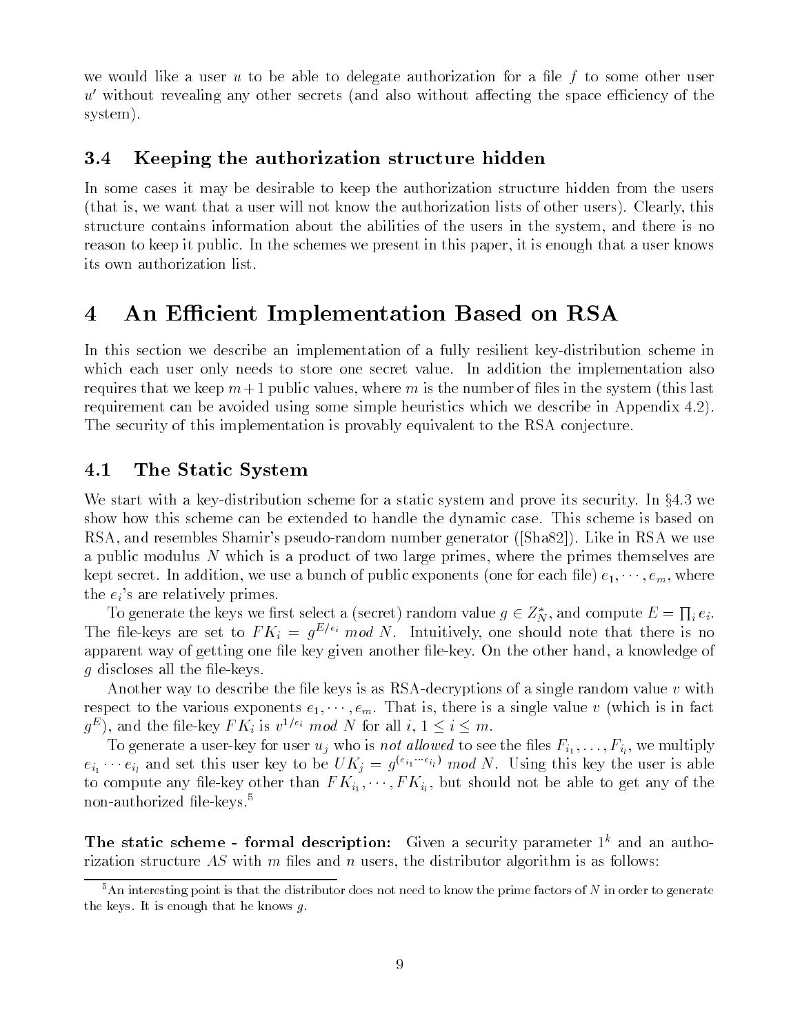we would like a user $u$ to be able to delegate authorization for a file $f$ to some other user $u'$ without revealing any other secrets (and also without affecting the space efficiency of the system).

### 3.4 Keeping the authorization structure hidden

In some cases it may be desirable to keep the authorization structure hidden from the users (that is, we want that a user will not know the authorization lists of other users). Clearly, this structure contains information about the abilities of the users in the system, and there is no reason to keep it public. In the schemes we present in this paper, it is enough that a user knows its own authorization list.

## 4 An Efficient Implementation Based on RSA

In this section we describe an implementation of a fully resilient key-distribution scheme in which each user only needs to store one secret value. In addition the implementation also requires that we keep $m+1$ public values, where $m$ is the number of files in the system (this last requirement can be avoided using some simple heuristics which we describe in Appendix 4.2). The security of this implementation is provably equivalent to the RSA conjecture.

### 4.1 The Static System

We start with a key-distribution scheme for a static system and prove its security. In §4.3 we show how this scheme can be extended to handle the dynamic case. This scheme is based on RSA, and resembles Shamir's pseudo-random number generator ([Sha82]). Like in RSA we use a public modulus $N$ which is a product of two large primes, where the primes themselves are kept secret. In addition, we use a bunch of public exponents (one for each file) $e_1, \cdots, e_m$, where the $e_i$'s are relatively primes.

To generate the keys we first select a (secret) random value $g \in Z_N^*$, and compute $E = \prod_i e_i$. The file-keys are set to $FK_i = g^{E/e_i} \ mod \ N$. Intuitively, one should note that there is no apparent way of getting one file key given another file-key. On the other hand, a knowledge of $g$ discloses all the file-keys.

Another way to describe the file keys is as RSA-decryptions of a single random value $v$ with respect to the various exponents $e_1, \cdots, e_m$. That is, there is a single value $v$ (which is in fact $g^E$), and the file-key $FK_i$ is $v^{1/e_i} \ mod \ N$ for all $i$, $1 \leq i \leq m$.

To generate a user-key for user $u_j$ who is *not allowed* to see the files $F_{i_1}, \ldots, F_{i_l}$, we multiply $e_{i_1} \cdots e_{i_l}$ and set this user key to be $UK_j = g^{(e_{i_1} \cdots e_{i_l})} \ mod \ N$. Using this key the user is able to compute any file-key other than $FK_{i_1}, \cdots, FK_{i_l}$, but should not be able to get any of the non-authorized file-keys.[5]

**The static scheme - formal description:** Given a security parameter $1^k$ and an authorization structure $AS$ with $m$ files and $n$ users, the distributor algorithm is as follows:

[5] An interesting point is that the distributor does not need to know the prime factors of $N$ in order to generate the keys. It is enough that he knows $g$.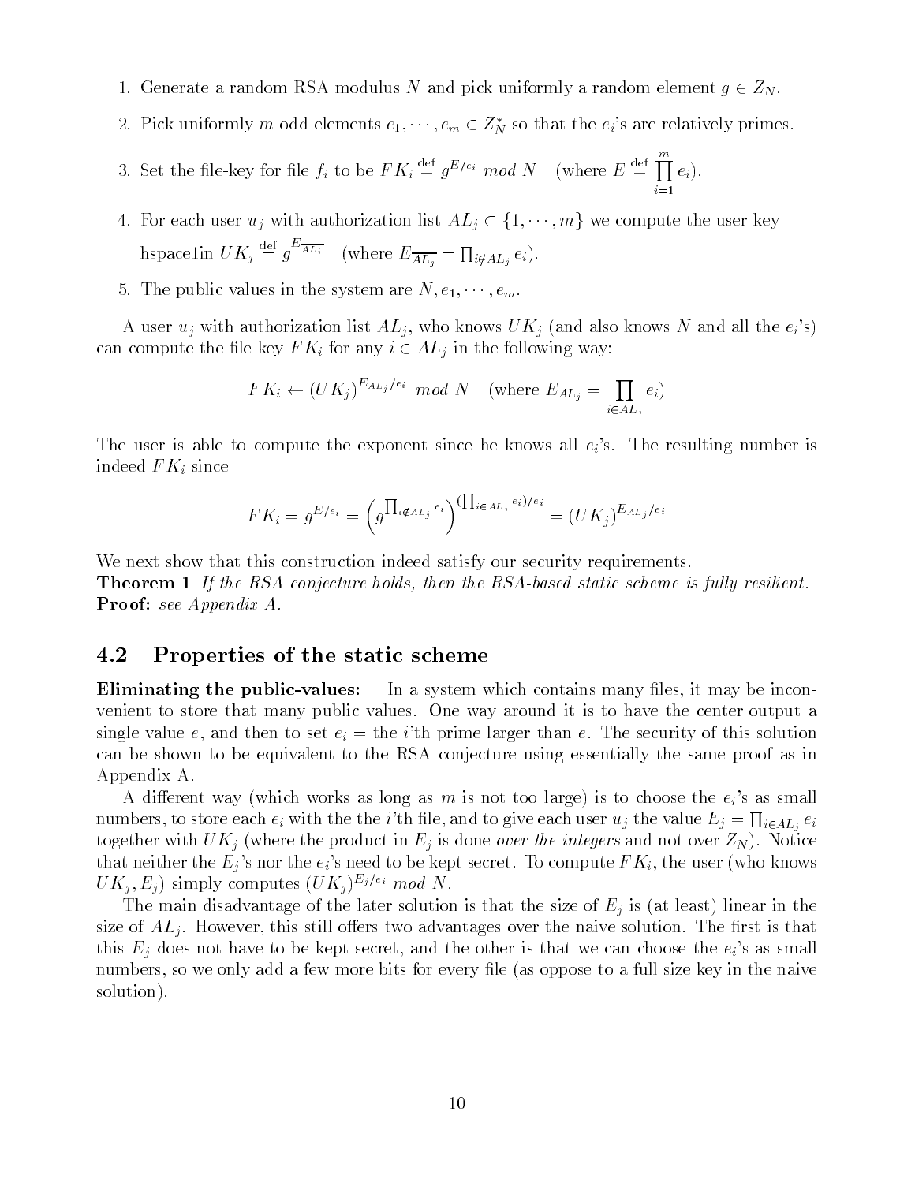1. Generate a random RSA modulus $N$ and pick uniformly a random element $g \in Z_N$.
2. Pick uniformly $m$ odd elements $e_1, \cdots, e_m \in Z_N^*$ so that the $e_i$'s are relatively primes.
3. Set the file-key for file $f_i$ to be $FK_i \stackrel{\text{def}}{=} g^{E/e_i} \bmod N$ (where $E \stackrel{\text{def}}{=} \prod_{i=1}^{m} e_i$).
4. For each user $u_j$ with authorization list $AL_j \subset \{1, \cdots, m\}$ we compute the user key hspace1in $UK_j \stackrel{\text{def}}{=} g^{E_{\overline{AL_j}}}$ (where $E_{\overline{AL_j}} = \prod_{i \notin AL_j} e_i$).
5. The public values in the system are $N, e_1, \cdots, e_m$.

A user $u_j$ with authorization list $AL_j$, who knows $UK_j$ (and also knows $N$ and all the $e_i$'s) can compute the file-key $FK_i$ for any $i \in AL_j$ in the following way:

$$FK_i \leftarrow (UK_j)^{E_{AL_j}/e_i} \bmod N \quad \text{(where } E_{AL_j} = \prod_{i \in AL_j} e_i\text{)}$$

The user is able to compute the exponent since he knows all $e_i$'s. The resulting number is indeed $FK_i$ since

$$FK_i = g^{E/e_i} = \left(g^{\prod_{i \notin AL_j} e_i}\right)^{(\prod_{i \in AL_j} e_i)/e_i} = (UK_j)^{E_{AL_j}/e_i}$$

We next show that this construction indeed satisfy our security requirements.

**Theorem 1** *If the RSA conjecture holds, then the RSA-based static scheme is fully resilient.*

**Proof:** *see Appendix A.*

## 4.2 Properties of the static scheme

**Eliminating the public-values:** In a system which contains many files, it may be inconvenient to store that many public values. One way around it is to have the center output a single value $e$, and then to set $e_i$ = the $i$'th prime larger than $e$. The security of this solution can be shown to be equivalent to the RSA conjecture using essentially the same proof as in Appendix A.

A different way (which works as long as $m$ is not too large) is to choose the $e_i$'s as small numbers, to store each $e_i$ with the the $i$'th file, and to give each user $u_j$ the value $E_j = \prod_{i \in AL_j} e_i$ together with $UK_j$ (where the product in $E_j$ is done *over the integers* and not over $Z_N$). Notice that neither the $E_j$'s nor the $e_i$'s need to be kept secret. To compute $FK_i$, the user (who knows $UK_j, E_j$) simply computes $(UK_j)^{E_j/e_i} \bmod N$.

The main disadvantage of the later solution is that the size of $E_j$ is (at least) linear in the size of $AL_j$. However, this still offers two advantages over the naive solution. The first is that this $E_j$ does not have to be kept secret, and the other is that we can choose the $e_i$'s as small numbers, so we only add a few more bits for every file (as oppose to a full size key in the naive solution).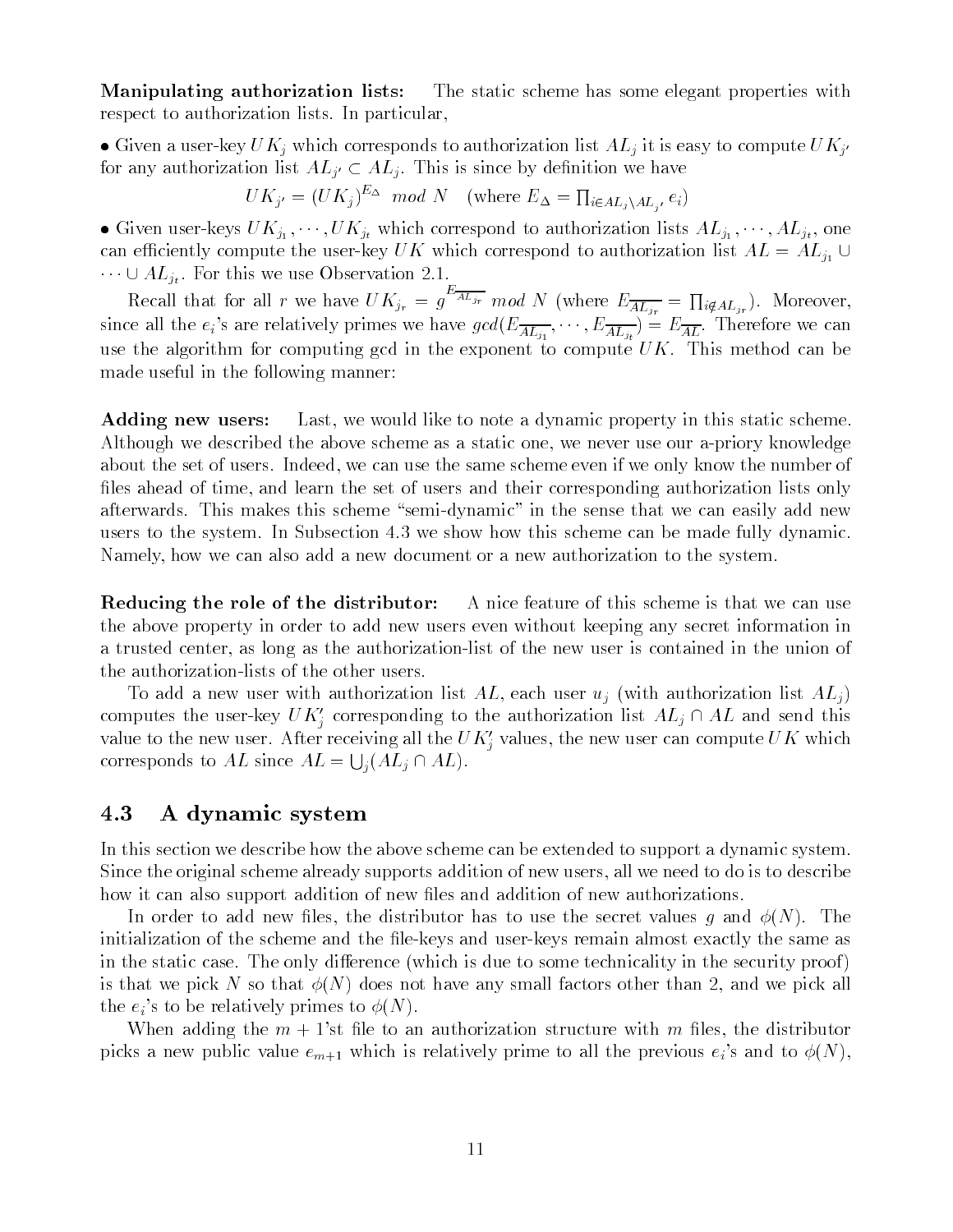**Manipulating authorization lists:** The static scheme has some elegant properties with respect to authorization lists. In particular,

• Given a user-key $UK_j$ which corresponds to authorization list $AL_j$ it is easy to compute $UK_{j'}$ for any authorization list $AL_{j'} \subset AL_j$. This is since by definition we have

$$UK_{j'} = (UK_j)^{E_\Delta} \ mod \ N \quad (\text{where } E_\Delta = \prod_{i \in AL_j \setminus AL_{j'}} e_i)$$

• Given user-keys $UK_{j_1}, \cdots, UK_{j_t}$ which correspond to authorization lists $AL_{j_1}, \cdots, AL_{j_t}$, one can efficiently compute the user-key $UK$ which correspond to authorization list $AL = AL_{j_1} \cup \cdots \cup AL_{j_t}$. For this we use Observation 2.1.

Recall that for all $r$ we have $UK_{j_r} = g^{E_{\overline{AL_{j_r}}}} \ mod \ N$ (where $E_{\overline{AL_{j_r}}} = \prod_{i \notin AL_{j_r}}$). Moreover, since all the $e_i$'s are relatively primes we have $gcd(E_{\overline{AL_{j_1}}}, \cdots, E_{\overline{AL_{j_t}}}) = E_{\overline{AL}}$. Therefore we can use the algorithm for computing gcd in the exponent to compute $UK$. This method can be made useful in the following manner:

**Adding new users:** Last, we would like to note a dynamic property in this static scheme. Although we described the above scheme as a static one, we never use our a-priory knowledge about the set of users. Indeed, we can use the same scheme even if we only know the number of files ahead of time, and learn the set of users and their corresponding authorization lists only afterwards. This makes this scheme "semi-dynamic" in the sense that we can easily add new users to the system. In Subsection 4.3 we show how this scheme can be made fully dynamic. Namely, how we can also add a new document or a new authorization to the system.

**Reducing the role of the distributor:** A nice feature of this scheme is that we can use the above property in order to add new users even without keeping any secret information in a trusted center, as long as the authorization-list of the new user is contained in the union of the authorization-lists of the other users.

To add a new user with authorization list $AL$, each user $u_j$ (with authorization list $AL_j$) computes the user-key $UK'_j$ corresponding to the authorization list $AL_j \cap AL$ and send this value to the new user. After receiving all the $UK'_j$ values, the new user can compute $UK$ which corresponds to $AL$ since $AL = \bigcup_j (AL_j \cap AL)$.

## 4.3 A dynamic system

In this section we describe how the above scheme can be extended to support a dynamic system. Since the original scheme already supports addition of new users, all we need to do is to describe how it can also support addition of new files and addition of new authorizations.

In order to add new files, the distributor has to use the secret values $g$ and $\phi(N)$. The initialization of the scheme and the file-keys and user-keys remain almost exactly the same as in the static case. The only difference (which is due to some technicality in the security proof) is that we pick $N$ so that $\phi(N)$ does not have any small factors other than 2, and we pick all the $e_i$'s to be relatively primes to $\phi(N)$.

When adding the $m + 1$'st file to an authorization structure with $m$ files, the distributor picks a new public value $e_{m+1}$ which is relatively prime to all the previous $e_i$'s and to $\phi(N)$,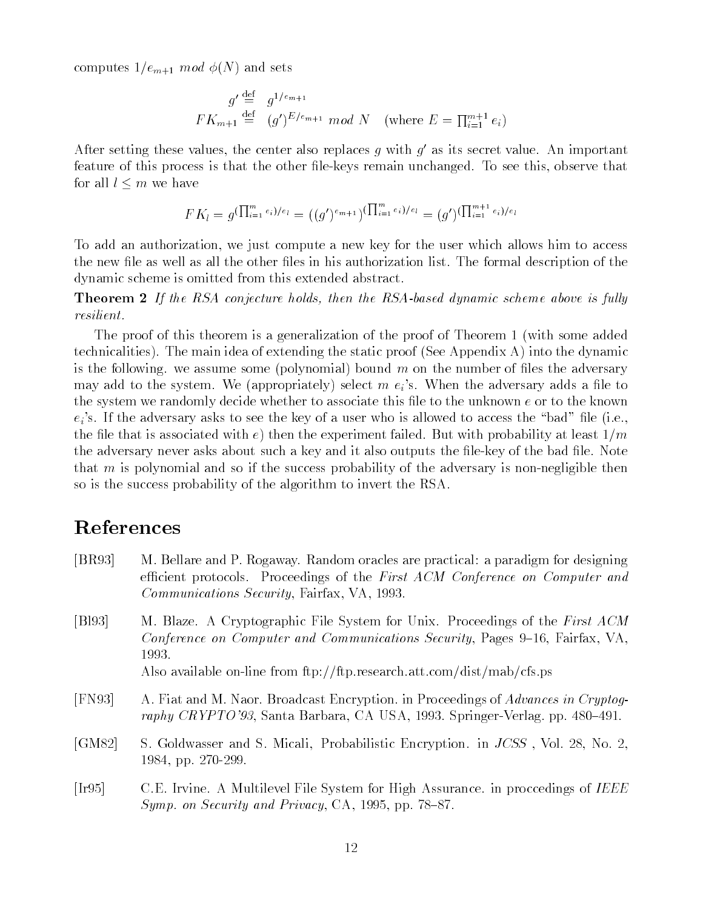computes $1/e_{m+1} \ mod \ \phi(N)$ and sets

$$g' \stackrel{\text{def}}{=} g^{1/e_{m+1}}$$
$$FK_{m+1} \stackrel{\text{def}}{=} (g')^{E/e_{m+1}} \ mod \ N \quad (\text{where } E = \prod_{i=1}^{m+1} e_i)$$

After setting these values, the center also replaces $g$ with $g'$ as its secret value. An important feature of this process is that the other file-keys remain unchanged. To see this, observe that for all $l \leq m$ we have

$$FK_l = g^{(\prod_{i=1}^{m} e_i)/e_l} = ((g')^{e_{m+1}})^{(\prod_{i=1}^{m} e_i)/e_l} = (g')^{(\prod_{i=1}^{m+1} e_i)/e_l}$$

To add an authorization, we just compute a new key for the user which allows him to access the new file as well as all the other files in his authorization list. The formal description of the dynamic scheme is omitted from this extended abstract.

**Theorem 2** *If the RSA conjecture holds, then the RSA-based dynamic scheme above is fully resilient.*

The proof of this theorem is a generalization of the proof of Theorem 1 (with some added technicalities). The main idea of extending the static proof (See Appendix A) into the dynamic is the following. we assume some (polynomial) bound $m$ on the number of files the adversary may add to the system. We (appropriately) select $m$ $e_i$'s. When the adversary adds a file to the system we randomly decide whether to associate this file to the unknown $e$ or to the known $e_i$'s. If the adversary asks to see the key of a user who is allowed to access the "bad" file (i.e., the file that is associated with $e$) then the experiment failed. But with probability at least $1/m$ the adversary never asks about such a key and it also outputs the file-key of the bad file. Note that $m$ is polynomial and so if the success probability of the adversary is non-negligible then so is the success probability of the algorithm to invert the RSA.

# References

[BR93] M. Bellare and P. Rogaway. Random oracles are practical: a paradigm for designing efficient protocols. Proceedings of the *First ACM Conference on Computer and Communications Security*, Fairfax, VA, 1993.

[Bl93] M. Blaze. A Cryptographic File System for Unix. Proceedings of the *First ACM Conference on Computer and Communications Security*, Pages 9–16, Fairfax, VA, 1993.
Also available on-line from ftp://ftp.research.att.com/dist/mab/cfs.ps

[FN93] A. Fiat and M. Naor. Broadcast Encryption. in Proceedings of *Advances in Cryptography CRYPTO'93*, Santa Barbara, CA USA, 1993. Springer-Verlag. pp. 480–491.

[GM82] S. Goldwasser and S. Micali, Probabilistic Encryption. in *JCSS* , Vol. 28, No. 2, 1984, pp. 270-299.

[Ir95] C.E. Irvine. A Multilevel File System for High Assurance. in proccedings of *IEEE Symp. on Security and Privacy*, CA, 1995, pp. 78–87.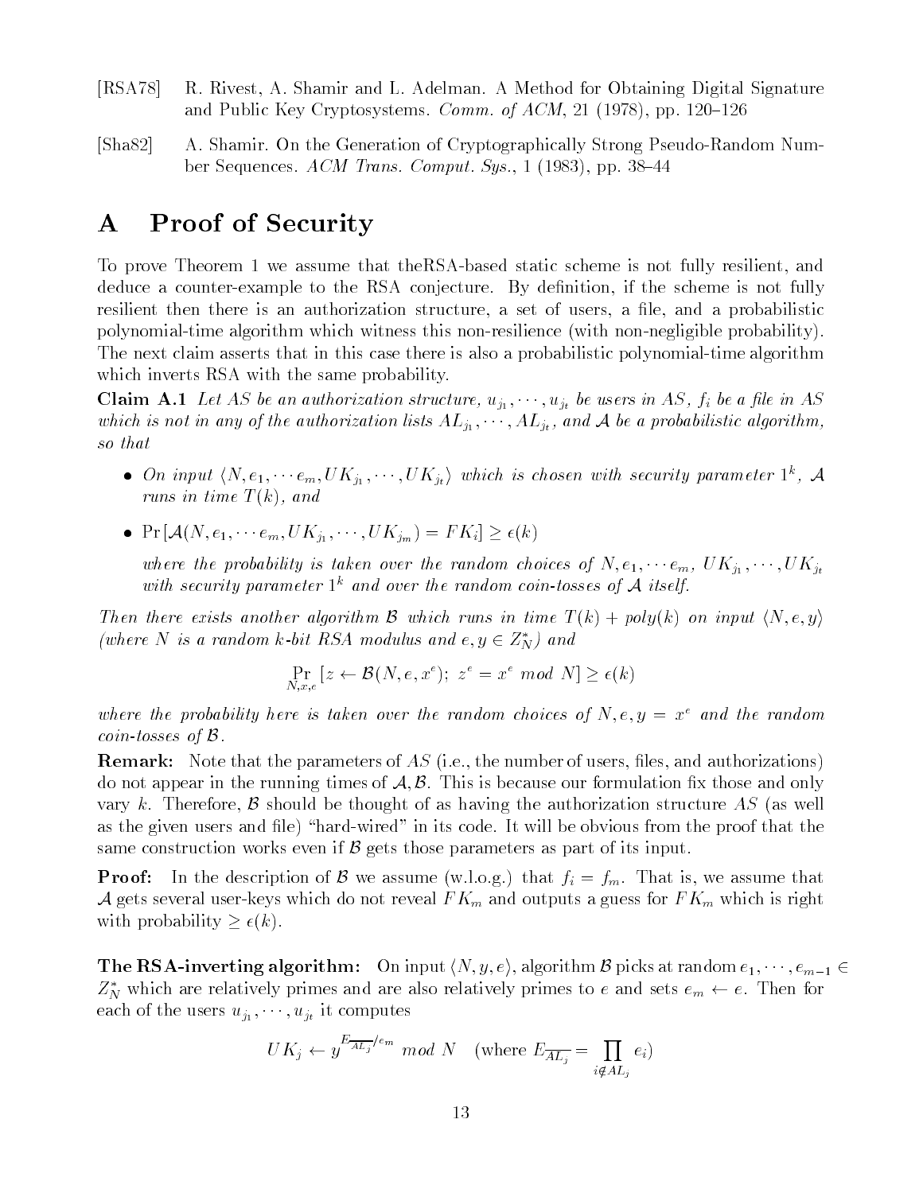[RSA78] R. Rivest, A. Shamir and L. Adelman. A Method for Obtaining Digital Signature and Public Key Cryptosystems. *Comm. of ACM*, 21 (1978), pp. 120–126

[Sha82] A. Shamir. On the Generation of Cryptographically Strong Pseudo-Random Number Sequences. *ACM Trans. Comput. Sys.*, 1 (1983), pp. 38–44

# A Proof of Security

To prove Theorem 1 we assume that theRSA-based static scheme is not fully resilient, and deduce a counter-example to the RSA conjecture. By definition, if the scheme is not fully resilient then there is an authorization structure, a set of users, a file, and a probabilistic polynomial-time algorithm which witness this non-resilience (with non-negligible probability). The next claim asserts that in this case there is also a probabilistic polynomial-time algorithm which inverts RSA with the same probability.

**Claim A.1** *Let $AS$ be an authorization structure, $u_{j_1}, \cdots, u_{j_t}$ be users in $AS$, $f_i$ be a file in $AS$ which is not in any of the authorization lists $AL_{j_1}, \cdots, AL_{j_t}$, and $\mathcal{A}$ be a probabilistic algorithm, so that*

- *On input $\langle N, e_1, \cdots e_m, UK_{j_1}, \cdots, UK_{j_t} \rangle$ which is chosen with security parameter $1^k$, $\mathcal{A}$ runs in time $T(k)$, and*
- $\Pr[\mathcal{A}(N, e_1, \cdots e_m, UK_{j_1}, \cdots, UK_{j_m}) = FK_i] \geq \epsilon(k)$

  *where the probability is taken over the random choices of $N, e_1, \cdots e_m$, $UK_{j_1}, \cdots, UK_{j_t}$ with security parameter $1^k$ and over the random coin-tosses of $\mathcal{A}$ itself.*

*Then there exists another algorithm $\mathcal{B}$ which runs in time $T(k) + poly(k)$ on input $\langle N, e, y \rangle$ (where $N$ is a random $k$-bit RSA modulus and $e, y \in Z_N^*$) and*

$$\Pr_{N,x,e}[z \leftarrow \mathcal{B}(N, e, x^e);\ z^e = x^e \ mod\ N] \geq \epsilon(k)$$

*where the probability here is taken over the random choices of $N, e, y = x^e$ and the random coin-tosses of $\mathcal{B}$.*

**Remark:** Note that the parameters of $AS$ (i.e., the number of users, files, and authorizations) do not appear in the running times of $\mathcal{A}, \mathcal{B}$. This is because our formulation fix those and only vary $k$. Therefore, $\mathcal{B}$ should be thought of as having the authorization structure $AS$ (as well as the given users and file) "hard-wired" in its code. It will be obvious from the proof that the same construction works even if $\mathcal{B}$ gets those parameters as part of its input.

**Proof:** In the description of $\mathcal{B}$ we assume (w.l.o.g.) that $f_i = f_m$. That is, we assume that $\mathcal{A}$ gets several user-keys which do not reveal $FK_m$ and outputs a guess for $FK_m$ which is right with probability $\geq \epsilon(k)$.

**The RSA-inverting algorithm:** On input $\langle N, y, e \rangle$, algorithm $\mathcal{B}$ picks at random $e_1, \cdots, e_{m-1} \in Z_N^*$ which are relatively primes and are also relatively primes to $e$ and sets $e_m \leftarrow e$. Then for each of the users $u_{j_1}, \cdots, u_{j_t}$ it computes

$$UK_j \leftarrow y^{E_{\overline{AL_j}}/e_m}\ mod\ N \quad (\text{where } E_{\overline{AL_j}} = \prod_{i \notin AL_j} e_i)$$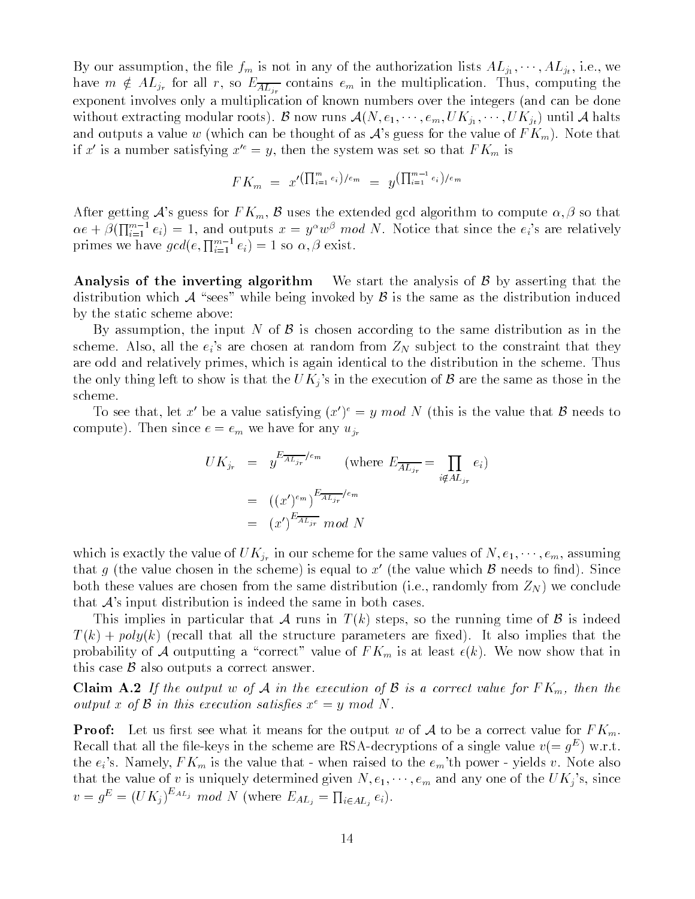By our assumption, the file $f_m$ is not in any of the authorization lists $AL_{j_1}, \cdots, AL_{j_t}$, i.e., we have $m \notin AL_{j_r}$ for all $r$, so $E_{\overline{AL_{j_r}}}$ contains $e_m$ in the multiplication. Thus, computing the exponent involves only a multiplication of known numbers over the integers (and can be done without extracting modular roots). $\mathcal{B}$ now runs $\mathcal{A}(N, e_1, \cdots, e_m, UK_{j_1}, \cdots, UK_{j_t})$ until $\mathcal{A}$ halts and outputs a value $w$ (which can be thought of as $\mathcal{A}$'s guess for the value of $FK_m$). Note that if $x'$ is a number satisfying $x'^e = y$, then the system was set so that $FK_m$ is

$$FK_m = x'^{(\prod_{i=1}^{m} e_i)/e_m} = y^{(\prod_{i=1}^{m-1} e_i)/e_m}$$

After getting $\mathcal{A}$'s guess for $FK_m$, $\mathcal{B}$ uses the extended gcd algorithm to compute $\alpha, \beta$ so that $\alpha e + \beta(\prod_{i=1}^{m-1} e_i) = 1$, and outputs $x = y^\alpha w^\beta \ mod \ N$. Notice that since the $e_i$'s are relatively primes we have $gcd(e, \prod_{i=1}^{m-1} e_i) = 1$ so $\alpha, \beta$ exist.

**Analysis of the inverting algorithm** We start the analysis of $\mathcal{B}$ by asserting that the distribution which $\mathcal{A}$ "sees" while being invoked by $\mathcal{B}$ is the same as the distribution induced by the static scheme above:

By assumption, the input $N$ of $\mathcal{B}$ is chosen according to the same distribution as in the scheme. Also, all the $e_i$'s are chosen at random from $Z_N$ subject to the constraint that they are odd and relatively primes, which is again identical to the distribution in the scheme. Thus the only thing left to show is that the $UK_j$'s in the execution of $\mathcal{B}$ are the same as those in the scheme.

To see that, let $x'$ be a value satisfying $(x')^e = y \ mod \ N$ (this is the value that $\mathcal{B}$ needs to compute). Then since $e = e_m$ we have for any $u_{j_r}$

$$\begin{aligned}
UK_{j_r} &= y^{E_{\overline{AL_{j_r}}}/e_m} \qquad (\text{where } E_{\overline{AL_{j_r}}} = \prod_{i \notin AL_{j_r}} e_i) \\
&= \left((x')^{e_m}\right)^{E_{\overline{AL_{j_r}}}/e_m} \\
&= (x')^{E_{\overline{AL_{j_r}}}} \ mod \ N
\end{aligned}$$

which is exactly the value of $UK_{j_r}$ in our scheme for the same values of $N, e_1, \cdots, e_m$, assuming that $g$ (the value chosen in the scheme) is equal to $x'$ (the value which $\mathcal{B}$ needs to find). Since both these values are chosen from the same distribution (i.e., randomly from $Z_N$) we conclude that $\mathcal{A}$'s input distribution is indeed the same in both cases.

This implies in particular that $\mathcal{A}$ runs in $T(k)$ steps, so the running time of $\mathcal{B}$ is indeed $T(k) + poly(k)$ (recall that all the structure parameters are fixed). It also implies that the probability of $\mathcal{A}$ outputting a "correct" value of $FK_m$ is at least $\epsilon(k)$. We now show that in this case $\mathcal{B}$ also outputs a correct answer.

**Claim A.2** *If the output $w$ of $\mathcal{A}$ in the execution of $\mathcal{B}$ is a correct value for $FK_m$, then the output $x$ of $\mathcal{B}$ in this execution satisfies $x^e = y \ mod \ N$.*

**Proof:** Let us first see what it means for the output $w$ of $\mathcal{A}$ to be a correct value for $FK_m$. Recall that all the file-keys in the scheme are RSA-decryptions of a single value $v(= g^E)$ w.r.t. the $e_i$'s. Namely, $FK_m$ is the value that - when raised to the $e_m$'th power - yields $v$. Note also that the value of $v$ is uniquely determined given $N, e_1, \cdots, e_m$ and any one of the $UK_j$'s, since $v = g^E = (UK_j)^{E_{AL_j}} \ mod \ N$ (where $E_{AL_j} = \prod_{i \in AL_j} e_i$).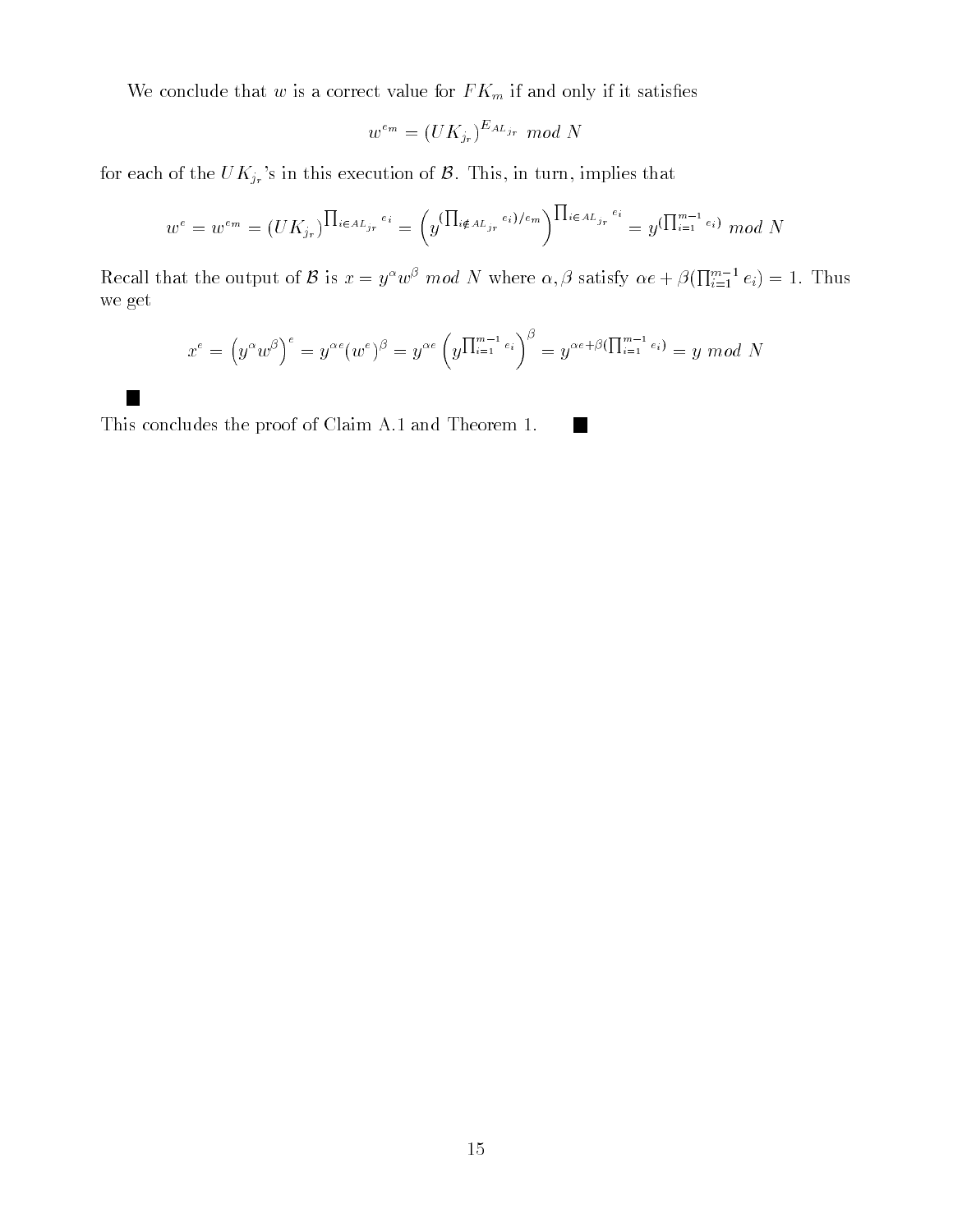We conclude that $w$ is a correct value for $FK_m$ if and only if it satisfies

$$w^{e_m} = (UK_{j_r})^{E_{AL_{j_r}}} \ mod \ N$$

for each of the $UK_{j_r}$'s in this execution of $\mathcal{B}$. This, in turn, implies that

$$w^e = w^{e_m} = (UK_{j_r})^{\prod_{i \in AL_{j_r}} e_i} = \left( y^{(\prod_{i \notin AL_{j_r}} e_i)/e_m} \right)^{\prod_{i \in AL_{j_r}} e_i} = y^{(\prod_{i=1}^{m-1} e_i)} \ mod \ N$$

Recall that the output of $\mathcal{B}$ is $x = y^\alpha w^\beta \ mod \ N$ where $\alpha, \beta$ satisfy $\alpha e + \beta(\prod_{i=1}^{m-1} e_i) = 1$. Thus we get

$$x^e = \left( y^\alpha w^\beta \right)^e = y^{\alpha e} (w^e)^\beta = y^{\alpha e} \left( y^{\prod_{i=1}^{m-1} e_i} \right)^\beta = y^{\alpha e + \beta(\prod_{i=1}^{m-1} e_i)} = y \ mod \ N$$

■

This concludes the proof of Claim A.1 and Theorem 1. ■